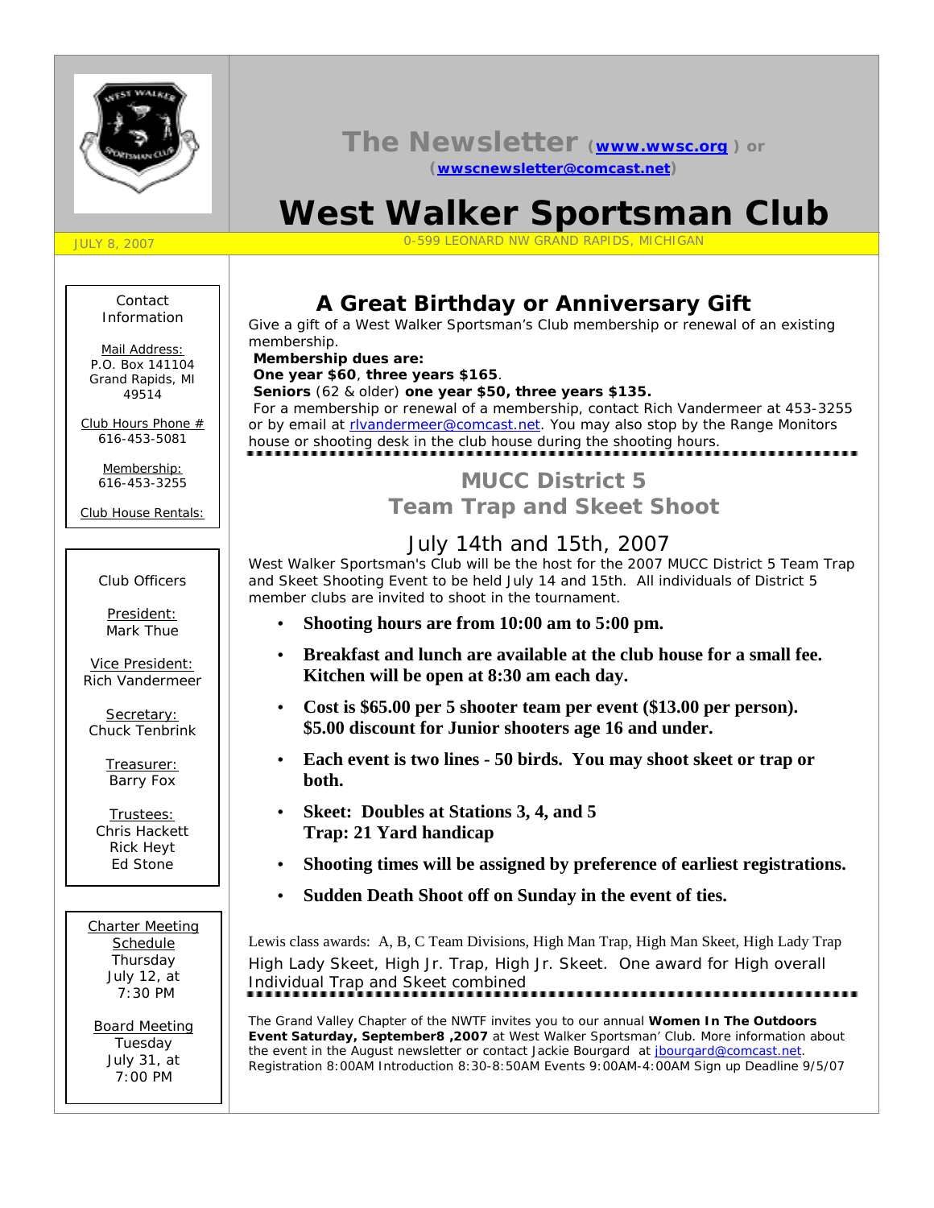# The Newsletter (www.wwsc.org) or (wwscnewsletter@comcast.net)

# West Walker Sportsman Club

JULY 8, 2007

0-599 LEONARD NW GRAND RAPIDS, MICHIGAN

Contact Information

Mail Address:
P.O. Box 141104
Grand Rapids, MI 49514

Club Hours Phone #
616-453-5081

Membership:
616-453-3255

Club House Rentals:

Club Officers

President:
Mark Thue

Vice President:
Rich Vandermeer

Secretary:
Chuck Tenbrink

Treasurer:
Barry Fox

Trustees:
Chris Hackett
Rick Heyt
Ed Stone

Charter Meeting Schedule
Thursday July 12, at 7:30 PM

Board Meeting
Tuesday July 31, at 7:00 PM

## A Great Birthday or Anniversary Gift

Give a gift of a West Walker Sportsman's Club membership or renewal of an existing membership.

**Membership dues are:**

**One year $60**, **three years $165**.

**Seniors** (62 & older) **one year $50, three years $135.**

For a membership or renewal of a membership, contact Rich Vandermeer at 453-3255 or by email at rlvandermeer@comcast.net. You may also stop by the Range Monitors house or shooting desk in the club house during the shooting hours.

## MUCC District 5 Team Trap and Skeet Shoot

### July 14th and 15th, 2007

West Walker Sportsman's Club will be the host for the 2007 MUCC District 5 Team Trap and Skeet Shooting Event to be held July 14 and 15th. All individuals of District 5 member clubs are invited to shoot in the tournament.

- **Shooting hours are from 10:00 am to 5:00 pm.**
- **Breakfast and lunch are available at the club house for a small fee. Kitchen will be open at 8:30 am each day.**
- **Cost is $65.00 per 5 shooter team per event ($13.00 per person). $5.00 discount for Junior shooters age 16 and under.**
- **Each event is two lines - 50 birds. You may shoot skeet or trap or both.**
- **Skeet: Doubles at Stations 3, 4, and 5**
  **Trap: 21 Yard handicap**
- **Shooting times will be assigned by preference of earliest registrations.**
- **Sudden Death Shoot off on Sunday in the event of ties.**

Lewis class awards: A, B, C Team Divisions, High Man Trap, High Man Skeet, High Lady Trap High Lady Skeet, High Jr. Trap, High Jr. Skeet. One award for High overall Individual Trap and Skeet combined

---

The Grand Valley Chapter of the NWTF invites you to our annual **Women In The Outdoors Event Saturday, September8 ,2007** at West Walker Sportsman' Club. More information about the event in the August newsletter or contact Jackie Bourgard at jbourgard@comcast.net. Registration 8:00AM Introduction 8:30-8:50AM Events 9:00AM-4:00AM Sign up Deadline 9/5/07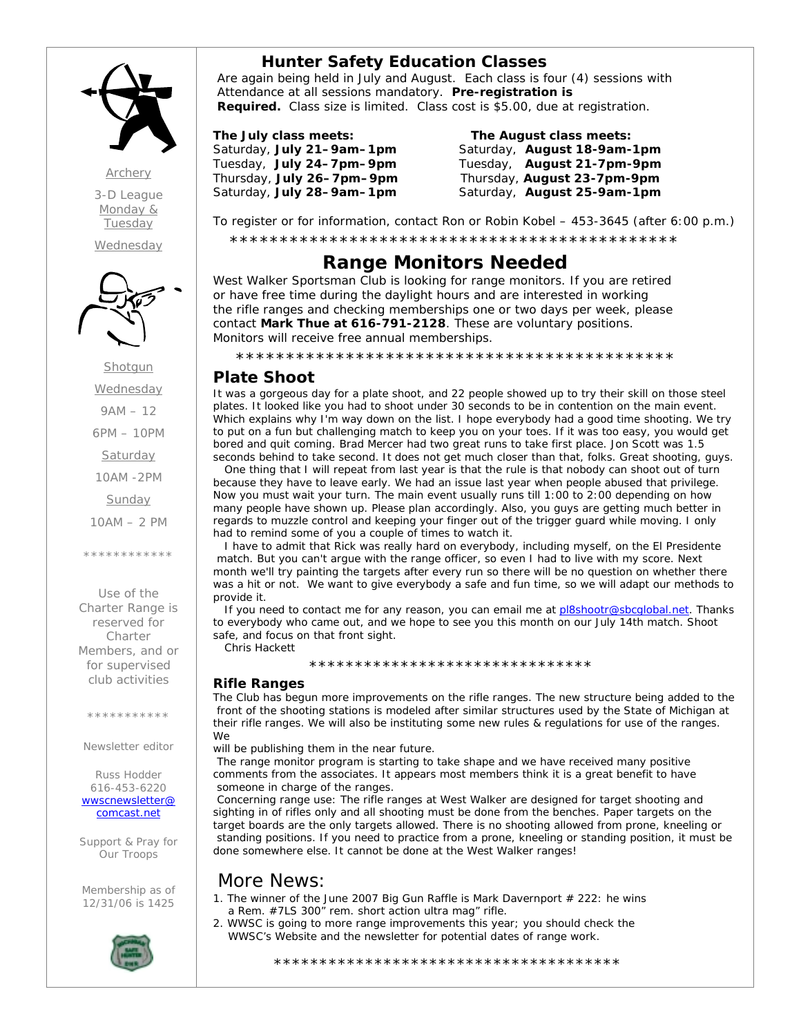# Hunter Safety Education Classes

Are again being held in July and August. Each class is four (4) sessions with Attendance at all sessions mandatory. **Pre-registration is Required.** Class size is limited. Class cost is $5.00, due at registration.

| **The July class meets:** | **The August class meets:** |
|---|---|
| Saturday, **July 21–9am–1pm** | Saturday, **August 18-9am-1pm** |
| Tuesday, **July 24–7pm–9pm** | Tuesday, **August 21-7pm-9pm** |
| Thursday, **July 26–7pm–9pm** | Thursday, **August 23-7pm-9pm** |
| Saturday, **July 28–9am–1pm** | Saturday, **August 25-9am-1pm** |

To register or for information, contact Ron or Robin Kobel – 453-3645 (after 6:00 p.m.)

*********************************************

# Range Monitors Needed

West Walker Sportsman Club is looking for range monitors. If you are retired or have free time during the daylight hours and are interested in working the rifle ranges and checking memberships one or two days per week, please contact **Mark Thue at 616-791-2128**. These are voluntary positions. Monitors will receive free annual memberships.

*********************************************

## Plate Shoot

It was a gorgeous day for a plate shoot, and 22 people showed up to try their skill on those steel plates. It looked like you had to shoot under 30 seconds to be in contention on the main event. Which explains why I'm way down on the list. I hope everybody had a good time shooting. We try to put on a fun but challenging match to keep you on your toes. If it was too easy, you would get bored and quit coming. Brad Mercer had two great runs to take first place. Jon Scott was 1.5 seconds behind to take second. It does not get much closer than that, folks. Great shooting, guys.

One thing that I will repeat from last year is that the rule is that nobody can shoot out of turn because they have to leave early. We had an issue last year when people abused that privilege. Now you must wait your turn. The main event usually runs till 1:00 to 2:00 depending on how many people have shown up. Please plan accordingly. Also, you guys are getting much better in regards to muzzle control and keeping your finger out of the trigger guard while moving. I only had to remind some of you a couple of times to watch it.

I have to admit that Rick was really hard on everybody, including myself, on the El Presidente match. But you can't argue with the range officer, so even I had to live with my score. Next month we'll try painting the targets after every run so there will be no question on whether there was a hit or not. We want to give everybody a safe and fun time, so we will adapt our methods to provide it.

If you need to contact me for any reason, you can email me at pl8shootr@sbcglobal.net. Thanks to everybody who came out, and we hope to see you this month on our July 14th match. Shoot safe, and focus on that front sight.

Chris Hackett

*******************************

### Rifle Ranges

The Club has begun more improvements on the rifle ranges. The new structure being added to the front of the shooting stations is modeled after similar structures used by the State of Michigan at their rifle ranges. We will also be instituting some new rules & regulations for use of the ranges. We will be publishing them in the near future.

The range monitor program is starting to take shape and we have received many positive comments from the associates. It appears most members think it is a great benefit to have someone in charge of the ranges.

Concerning range use: The rifle ranges at West Walker are designed for target shooting and sighting in of rifles only and all shooting must be done from the benches. Paper targets on the target boards are the only targets allowed. There is no shooting allowed from prone, kneeling or standing positions. If you need to practice from a prone, kneeling or standing position, it must be done somewhere else. It cannot be done at the West Walker ranges!

## More News:

1. The winner of the June 2007 Big Gun Raffle is Mark Davernport # 222: he wins a Rem. #7LS 300" rem. short action ultra mag" rifle.
2. WWSC is going to more range improvements this year; you should check the WWSC's Website and the newsletter for potential dates of range work.

***************************************

Archery

3-D League Monday & Tuesday

Wednesday

Shotgun

Wednesday

9AM – 12

6PM – 10PM

Saturday

10AM -2PM

Sunday

10AM – 2 PM

************

Use of the Charter Range is reserved for Charter Members, and or for supervised club activities

***********

Newsletter editor

Russ Hodder
616-453-6220
wwscnewsletter@comcast.net

Support & Pray for Our Troops

Membership as of 12/31/06 is 1425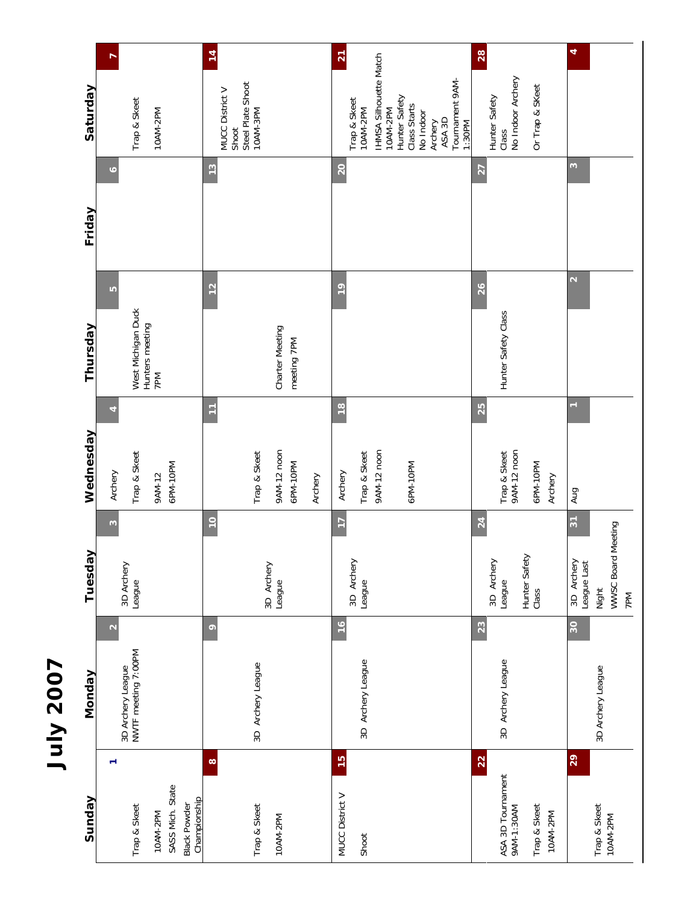# July 2007

| Sunday | Monday | Tuesday | Wednesday | Thursday | Friday | Saturday |
|---|---|---|---|---|---|---|
| **1** Trap & Skeet 10AM-2PM SASS Mich. State Black Powder Championship | **2** 3D Archery League NWTF meeting 7:00PM | **3** 3D Archery League | **4** Archery Trap & Skeet 9AM-12 6PM-10PM | **5** West Michigan Duck Hunters meeting 7PM | **6** | **7** Trap & Skeet 10AM-2PM |
| **8** Trap & Skeet 10AM-2PM | **9** 3D Archery League | **10** 3D Archery League | **11** Trap & Skeet 9AM-12 noon 6PM-10PM Archery | **12** Charter Meeting meeting 7PM | **13** | **14** MUCC District V Shoot Steel Plate Shoot 10AM-3PM |
| **15** MUCC District V Shoot | **16** 3D Archery League | **17** 3D Archery League | **18** Archery Trap & Skeet 9AM-12 noon 6PM-10PM | **19** | **20** | **21** Trap & Skeet 10AM-2PM IHMSA Silhouette Match 10AM-2PM Hunter Safety Class Starts No Indoor Archery ASA 3D Tournament 9AM-1:30PM |
| **22** ASA 3D Tournament 9AM-1:30AM Trap & Skeet 10AM-2PM | **23** 3D Archery League | **24** 3D Archery League Hunter Safety Class | **25** Trap & Skeet 9AM-12 noon 6PM-10PM Archery | **26** Hunter Safety Class | **27** | **28** Hunter Safety Class No Indoor Archery Or Trap & SKeet |
| **29** Trap & Skeet 10AM-2PM | **30** 3D Archery League | **31** 3D Archery League Last Night WWSC Board Meeting 7PM | **1** Aug | **2** | **3** | **4** |